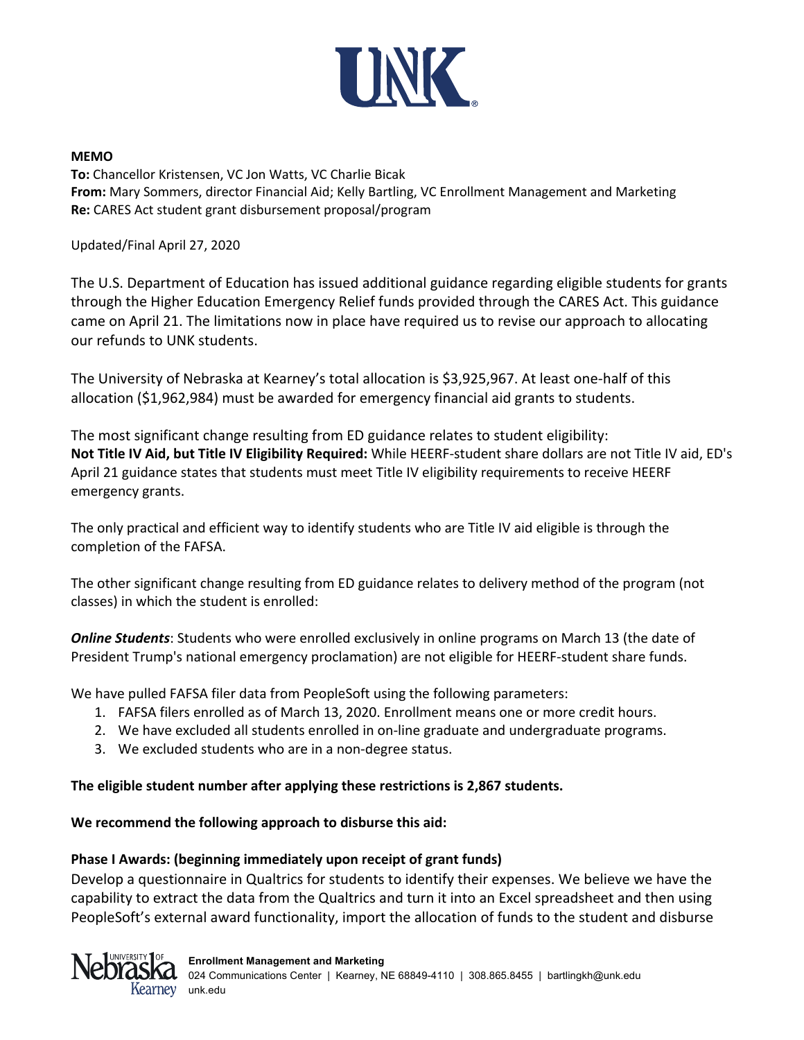# UNK

**MEMO**
**To:** Chancellor Kristensen, VC Jon Watts, VC Charlie Bicak
**From:** Mary Sommers, director Financial Aid; Kelly Bartling, VC Enrollment Management and Marketing
**Re:** CARES Act student grant disbursement proposal/program

Updated/Final April 27, 2020

The U.S. Department of Education has issued additional guidance regarding eligible students for grants through the Higher Education Emergency Relief funds provided through the CARES Act. This guidance came on April 21. The limitations now in place have required us to revise our approach to allocating our refunds to UNK students.

The University of Nebraska at Kearney's total allocation is $3,925,967. At least one-half of this allocation ($1,962,984) must be awarded for emergency financial aid grants to students.

The most significant change resulting from ED guidance relates to student eligibility:
**Not Title IV Aid, but Title IV Eligibility Required:** While HEERF-student share dollars are not Title IV aid, ED's April 21 guidance states that students must meet Title IV eligibility requirements to receive HEERF emergency grants.

The only practical and efficient way to identify students who are Title IV aid eligible is through the completion of the FAFSA.

The other significant change resulting from ED guidance relates to delivery method of the program (not classes) in which the student is enrolled:

***Online Students***: Students who were enrolled exclusively in online programs on March 13 (the date of President Trump's national emergency proclamation) are not eligible for HEERF-student share funds.

We have pulled FAFSA filer data from PeopleSoft using the following parameters:

1. FAFSA filers enrolled as of March 13, 2020. Enrollment means one or more credit hours.
2. We have excluded all students enrolled in on-line graduate and undergraduate programs.
3. We excluded students who are in a non-degree status.

**The eligible student number after applying these restrictions is 2,867 students.**

**We recommend the following approach to disburse this aid:**

**Phase I Awards: (beginning immediately upon receipt of grant funds)**
Develop a questionnaire in Qualtrics for students to identify their expenses. We believe we have the capability to extract the data from the Qualtrics and turn it into an Excel spreadsheet and then using PeopleSoft's external award functionality, import the allocation of funds to the student and disburse

**Enrollment Management and Marketing**
024 Communications Center | Kearney, NE 68849-4110 | 308.865.8455 | bartlingkh@unk.edu
unk.edu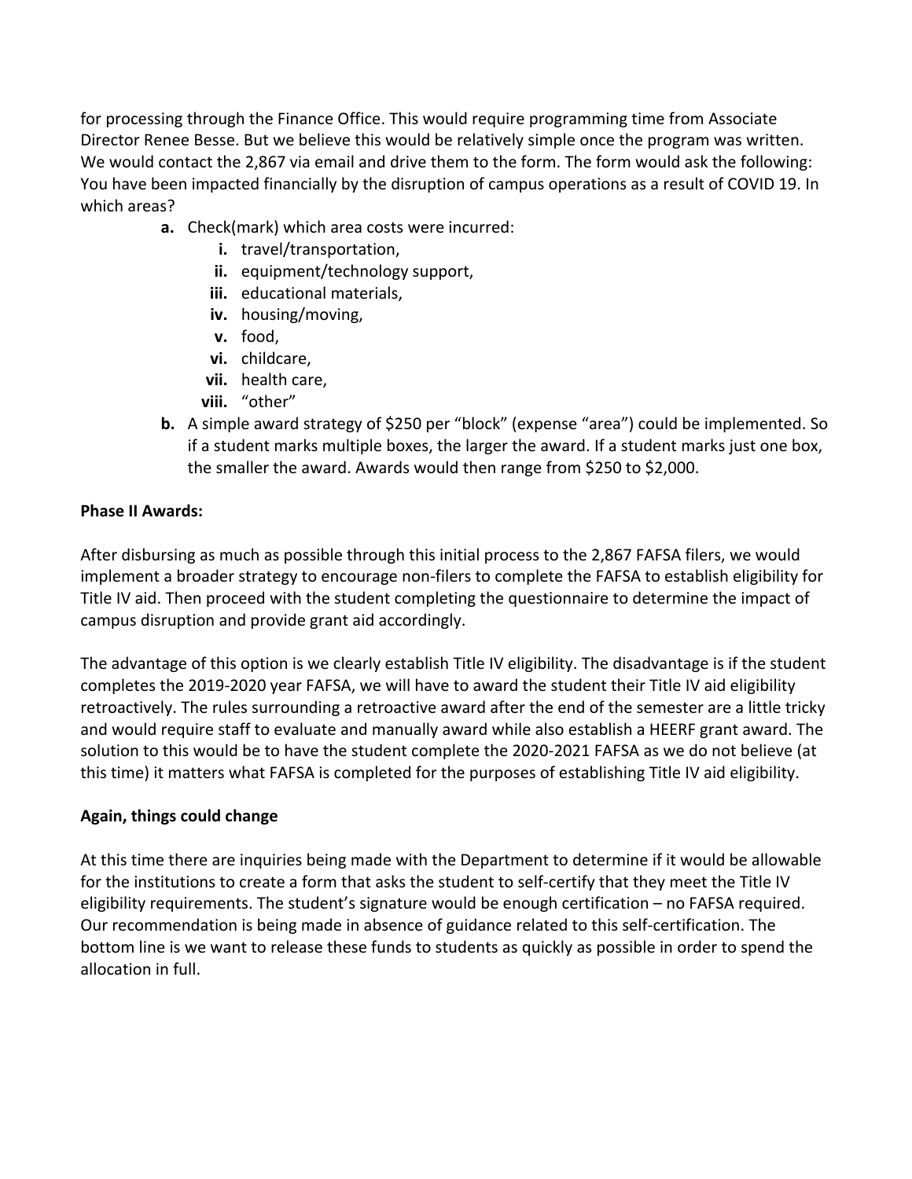for processing through the Finance Office. This would require programming time from Associate Director Renee Besse. But we believe this would be relatively simple once the program was written. We would contact the 2,867 via email and drive them to the form. The form would ask the following: You have been impacted financially by the disruption of campus operations as a result of COVID 19. In which areas?

- **a.** Check(mark) which area costs were incurred:
    - **i.** travel/transportation,
    - **ii.** equipment/technology support,
    - **iii.** educational materials,
    - **iv.** housing/moving,
    - **v.** food,
    - **vi.** childcare,
    - **vii.** health care,
    - **viii.** "other"
- **b.** A simple award strategy of $250 per "block" (expense "area") could be implemented. So if a student marks multiple boxes, the larger the award. If a student marks just one box, the smaller the award. Awards would then range from $250 to $2,000.

**Phase II Awards:**

After disbursing as much as possible through this initial process to the 2,867 FAFSA filers, we would implement a broader strategy to encourage non-filers to complete the FAFSA to establish eligibility for Title IV aid. Then proceed with the student completing the questionnaire to determine the impact of campus disruption and provide grant aid accordingly.

The advantage of this option is we clearly establish Title IV eligibility. The disadvantage is if the student completes the 2019-2020 year FAFSA, we will have to award the student their Title IV aid eligibility retroactively. The rules surrounding a retroactive award after the end of the semester are a little tricky and would require staff to evaluate and manually award while also establish a HEERF grant award. The solution to this would be to have the student complete the 2020-2021 FAFSA as we do not believe (at this time) it matters what FAFSA is completed for the purposes of establishing Title IV aid eligibility.

**Again, things could change**

At this time there are inquiries being made with the Department to determine if it would be allowable for the institutions to create a form that asks the student to self-certify that they meet the Title IV eligibility requirements. The student's signature would be enough certification – no FAFSA required. Our recommendation is being made in absence of guidance related to this self-certification. The bottom line is we want to release these funds to students as quickly as possible in order to spend the allocation in full.